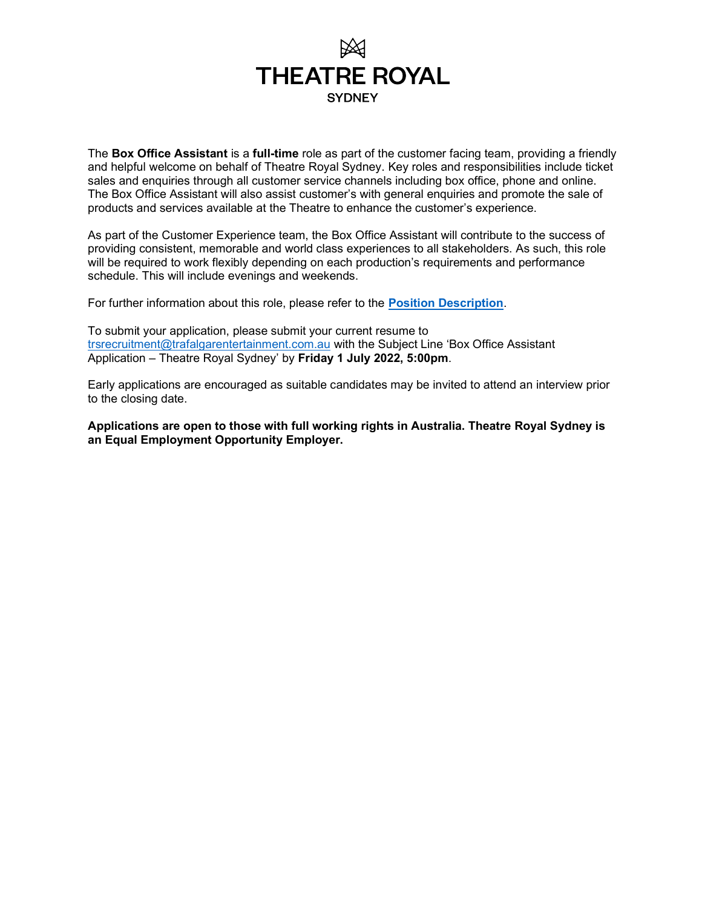# THEATRE ROYAL

SYDNEY

The **Box Office Assistant** is a **full-time** role as part of the customer facing team, providing a friendly and helpful welcome on behalf of Theatre Royal Sydney. Key roles and responsibilities include ticket sales and enquiries through all customer service channels including box office, phone and online. The Box Office Assistant will also assist customer's with general enquiries and promote the sale of products and services available at the Theatre to enhance the customer's experience.

As part of the Customer Experience team, the Box Office Assistant will contribute to the success of providing consistent, memorable and world class experiences to all stakeholders. As such, this role will be required to work flexibly depending on each production's requirements and performance schedule. This will include evenings and weekends.

For further information about this role, please refer to the **Position Description**.

To submit your application, please submit your current resume to trsrecruitment@trafalgarentertainment.com.au with the Subject Line 'Box Office Assistant Application – Theatre Royal Sydney' by **Friday 1 July 2022, 5:00pm**.

Early applications are encouraged as suitable candidates may be invited to attend an interview prior to the closing date.

**Applications are open to those with full working rights in Australia. Theatre Royal Sydney is an Equal Employment Opportunity Employer.**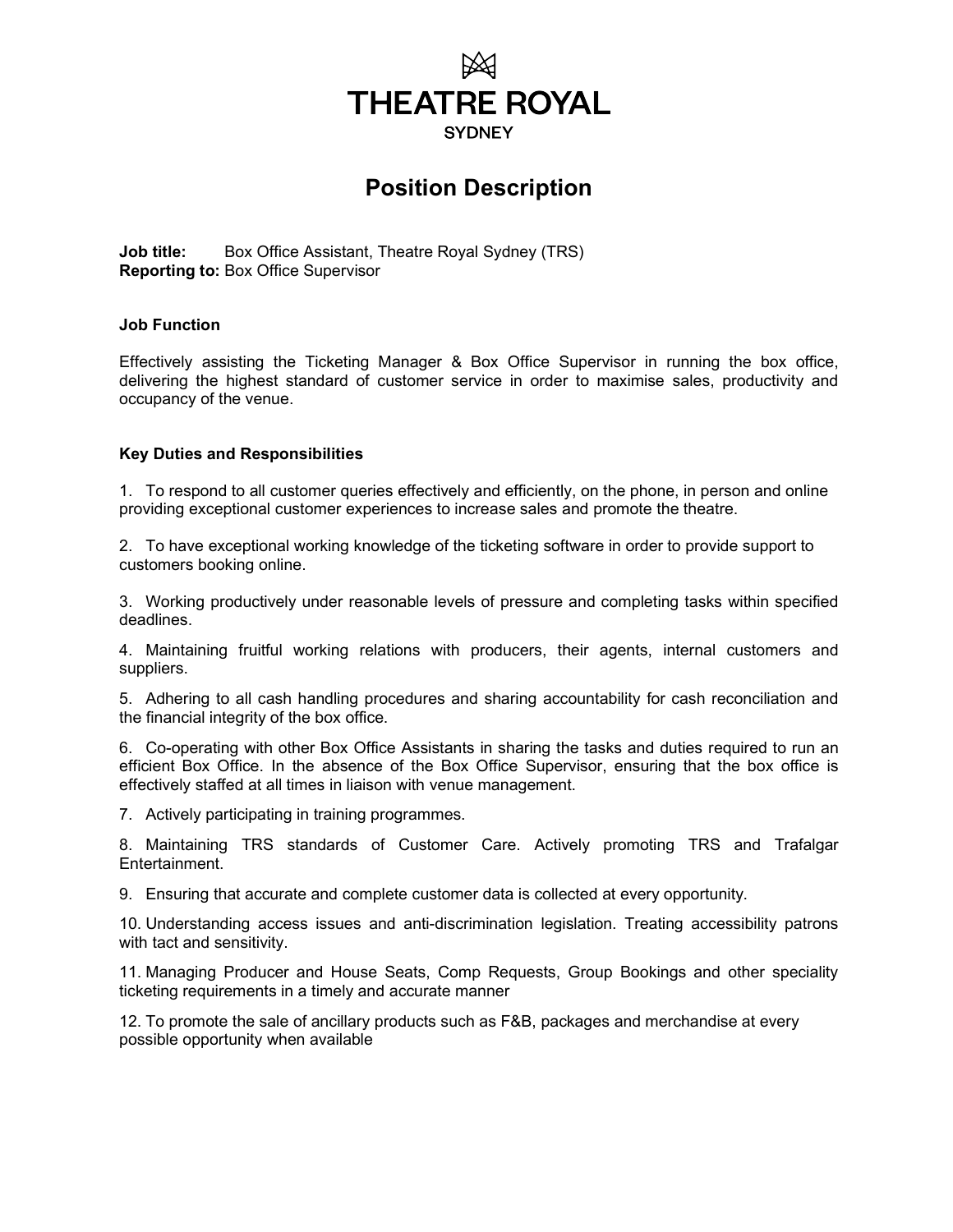# THEATRE ROYAL

SYDNEY

## Position Description

**Job title:** Box Office Assistant, Theatre Royal Sydney (TRS)
**Reporting to:** Box Office Supervisor

### Job Function

Effectively assisting the Ticketing Manager & Box Office Supervisor in running the box office, delivering the highest standard of customer service in order to maximise sales, productivity and occupancy of the venue.

### Key Duties and Responsibilities

1. To respond to all customer queries effectively and efficiently, on the phone, in person and online providing exceptional customer experiences to increase sales and promote the theatre.

2. To have exceptional working knowledge of the ticketing software in order to provide support to customers booking online.

3. Working productively under reasonable levels of pressure and completing tasks within specified deadlines.

4. Maintaining fruitful working relations with producers, their agents, internal customers and suppliers.

5. Adhering to all cash handling procedures and sharing accountability for cash reconciliation and the financial integrity of the box office.

6. Co-operating with other Box Office Assistants in sharing the tasks and duties required to run an efficient Box Office. In the absence of the Box Office Supervisor, ensuring that the box office is effectively staffed at all times in liaison with venue management.

7. Actively participating in training programmes.

8. Maintaining TRS standards of Customer Care. Actively promoting TRS and Trafalgar Entertainment.

9. Ensuring that accurate and complete customer data is collected at every opportunity.

10. Understanding access issues and anti-discrimination legislation. Treating accessibility patrons with tact and sensitivity.

11. Managing Producer and House Seats, Comp Requests, Group Bookings and other speciality ticketing requirements in a timely and accurate manner

12. To promote the sale of ancillary products such as F&B, packages and merchandise at every possible opportunity when available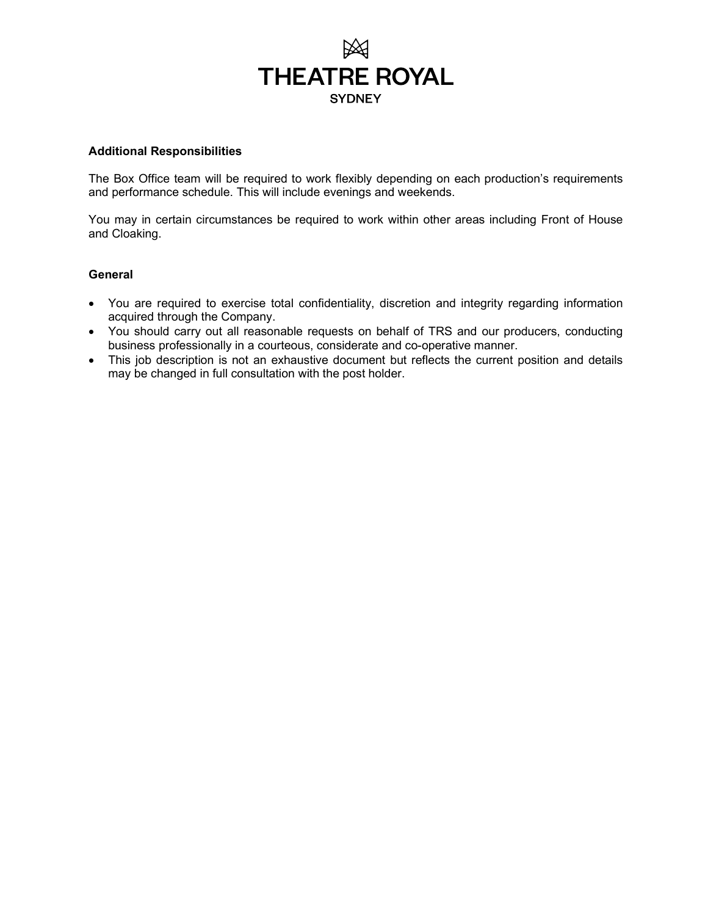## Additional Responsibilities

The Box Office team will be required to work flexibly depending on each production's requirements and performance schedule. This will include evenings and weekends.

You may in certain circumstances be required to work within other areas including Front of House and Cloaking.

## General

- You are required to exercise total confidentiality, discretion and integrity regarding information acquired through the Company.
- You should carry out all reasonable requests on behalf of TRS and our producers, conducting business professionally in a courteous, considerate and co-operative manner.
- This job description is not an exhaustive document but reflects the current position and details may be changed in full consultation with the post holder.